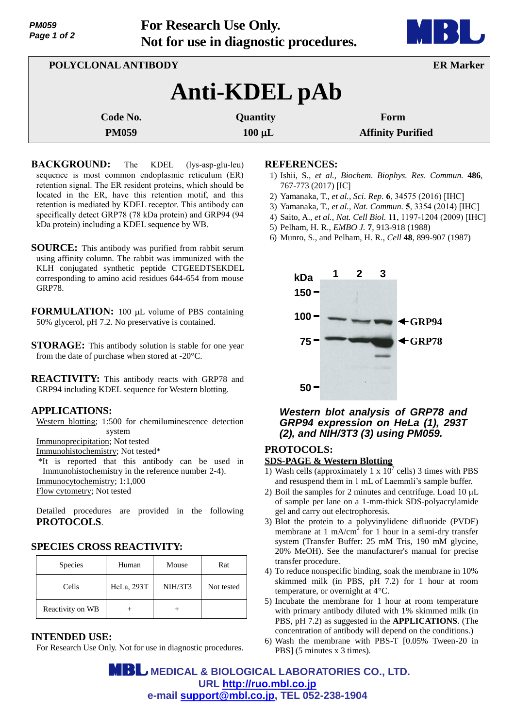**For Research Use Only.**
**Not for use in diagnostic procedures.**

**POLYCLONAL ANTIBODY** **ER Marker**

# Anti-KDEL pAb

| Code No. | Quantity | Form |
|---|---|---|
| PM059 | 100 µL | Affinity Purified |

**BACKGROUND:** The KDEL (lys-asp-glu-leu) sequence is most common endoplasmic reticulum (ER) retention signal. The ER resident proteins, which should be located in the ER, have this retention motif, and this retention is mediated by KDEL receptor. This antibody can specifically detect GRP78 (78 kDa protein) and GRP94 (94 kDa protein) including a KDEL sequence by WB.

**SOURCE:** This antibody was purified from rabbit serum using affinity column. The rabbit was immunized with the KLH conjugated synthetic peptide CTGEEDTSEKDEL corresponding to amino acid residues 644-654 from mouse GRP78.

**FORMULATION:** 100 µL volume of PBS containing 50% glycerol, pH 7.2. No preservative is contained.

**STORAGE:** This antibody solution is stable for one year from the date of purchase when stored at -20°C.

**REACTIVITY:** This antibody reacts with GRP78 and GRP94 including KDEL sequence for Western blotting.

**APPLICATIONS:**

Western blotting; 1:500 for chemiluminescence detection system
Immunoprecipitation; Not tested
Immunohistochemistry; Not tested*
*It is reported that this antibody can be used in Immunohistochemistry in the reference number 2-4).
Immunocytochemistry; 1:1,000
Flow cytometry; Not tested

Detailed procedures are provided in the following **PROTOCOLS**.

**SPECIES CROSS REACTIVITY:**

| Species | Human | Mouse | Rat |
|---|---|---|---|
| Cells | HeLa, 293T | NIH/3T3 | Not tested |
| Reactivity on WB | + | + | |

**INTENDED USE:**
For Research Use Only. Not for use in diagnostic procedures.

**REFERENCES:**

1) Ishii, S., *et al., Biochem. Biophys. Res. Commun.* **486**, 767-773 (2017) [IC]
2) Yamanaka, T., *et al., Sci. Rep.* **6**, 34575 (2016) [IHC]
3) Yamanaka, T., *et al., Nat. Commun.* **5**, 3354 (2014) [IHC]
4) Saito, A., *et al., Nat. Cell Biol.* **11**, 1197-1204 (2009) [IHC]
5) Pelham, H. R., *EMBO J.* **7**, 913-918 (1988)
6) Munro, S., and Pelham, H. R., *Cell* **48**, 899-907 (1987)

***Western blot analysis of GRP78 and GRP94 expression on HeLa (1), 293T (2), and NIH/3T3 (3) using PM059.***

**PROTOCOLS:**

**SDS-PAGE & Western Blotting**

1) Wash cells (approximately 1 x $10^7$ cells) 3 times with PBS and resuspend them in 1 mL of Laemmli's sample buffer.
2) Boil the samples for 2 minutes and centrifuge. Load 10 µL of sample per lane on a 1-mm-thick SDS-polyacrylamide gel and carry out electrophoresis.
3) Blot the protein to a polyvinylidene difluoride (PVDF) membrane at 1 mA/$cm^2$ for 1 hour in a semi-dry transfer system (Transfer Buffer: 25 mM Tris, 190 mM glycine, 20% MeOH). See the manufacturer's manual for precise transfer procedure.
4) To reduce nonspecific binding, soak the membrane in 10% skimmed milk (in PBS, pH 7.2) for 1 hour at room temperature, or overnight at 4°C.
5) Incubate the membrane for 1 hour at room temperature with primary antibody diluted with 1% skimmed milk (in PBS, pH 7.2) as suggested in the **APPLICATIONS**. (The concentration of antibody will depend on the conditions.)
6) Wash the membrane with PBS-T [0.05% Tween-20 in PBS] (5 minutes x 3 times).

**MEDICAL & BIOLOGICAL LABORATORIES CO., LTD.**
URL http://ruo.mbl.co.jp
e-mail support@mbl.co.jp, TEL 052-238-1904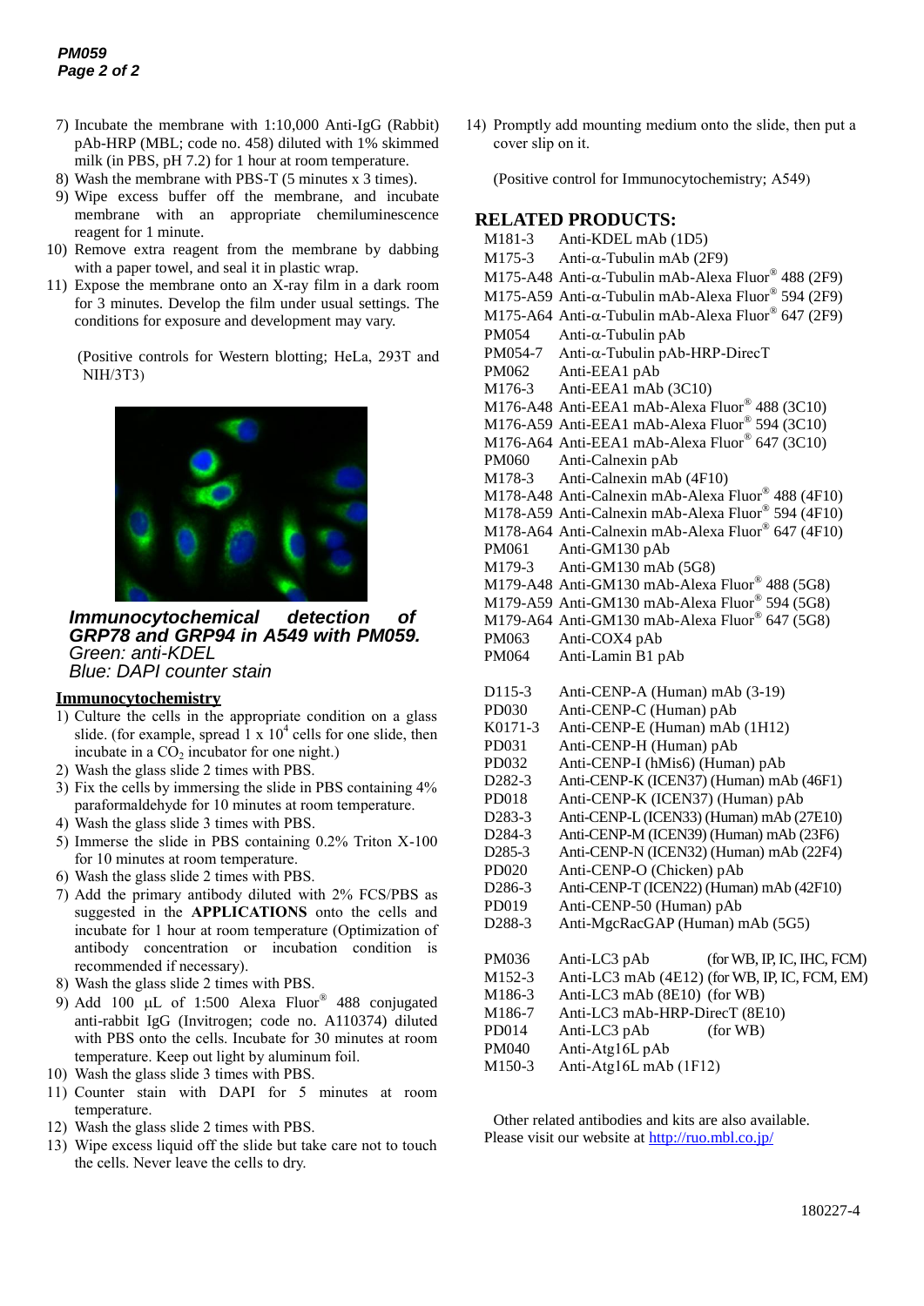7) Incubate the membrane with 1:10,000 Anti-IgG (Rabbit) pAb-HRP (MBL; code no. 458) diluted with 1% skimmed milk (in PBS, pH 7.2) for 1 hour at room temperature.
8) Wash the membrane with PBS-T (5 minutes x 3 times).
9) Wipe excess buffer off the membrane, and incubate membrane with an appropriate chemiluminescence reagent for 1 minute.
10) Remove extra reagent from the membrane by dabbing with a paper towel, and seal it in plastic wrap.
11) Expose the membrane onto an X-ray film in a dark room for 3 minutes. Develop the film under usual settings. The conditions for exposure and development may vary.

(Positive controls for Western blotting; HeLa, 293T and NIH/3T3)

***Immunocytochemical detection of GRP78 and GRP94 in A549 with PM059.***
*Green: anti-KDEL*
*Blue: DAPI counter stain*

**Immunocytochemistry**

1) Culture the cells in the appropriate condition on a glass slide. (for example, spread 1 x $10^4$ cells for one slide, then incubate in a $CO_2$ incubator for one night.)
2) Wash the glass slide 2 times with PBS.
3) Fix the cells by immersing the slide in PBS containing 4% paraformaldehyde for 10 minutes at room temperature.
4) Wash the glass slide 3 times with PBS.
5) Immerse the slide in PBS containing 0.2% Triton X-100 for 10 minutes at room temperature.
6) Wash the glass slide 2 times with PBS.
7) Add the primary antibody diluted with 2% FCS/PBS as suggested in the **APPLICATIONS** onto the cells and incubate for 1 hour at room temperature (Optimization of antibody concentration or incubation condition is recommended if necessary).
8) Wash the glass slide 2 times with PBS.
9) Add 100 μL of 1:500 Alexa Fluor® 488 conjugated anti-rabbit IgG (Invitrogen; code no. A110374) diluted with PBS onto the cells. Incubate for 30 minutes at room temperature. Keep out light by aluminum foil.
10) Wash the glass slide 3 times with PBS.
11) Counter stain with DAPI for 5 minutes at room temperature.
12) Wash the glass slide 2 times with PBS.
13) Wipe excess liquid off the slide but take care not to touch the cells. Never leave the cells to dry.
14) Promptly add mounting medium onto the slide, then put a cover slip on it.

(Positive control for Immunocytochemistry; A549)

## RELATED PRODUCTS:

| | |
|---|---|
| M181-3 | Anti-KDEL mAb (1D5) |
| M175-3 | Anti-α-Tubulin mAb (2F9) |
| M175-A48 | Anti-α-Tubulin mAb-Alexa Fluor® 488 (2F9) |
| M175-A59 | Anti-α-Tubulin mAb-Alexa Fluor® 594 (2F9) |
| M175-A64 | Anti-α-Tubulin mAb-Alexa Fluor® 647 (2F9) |
| PM054 | Anti-α-Tubulin pAb |
| PM054-7 | Anti-α-Tubulin pAb-HRP-DirecT |
| PM062 | Anti-EEA1 pAb |
| M176-3 | Anti-EEA1 mAb (3C10) |
| M176-A48 | Anti-EEA1 mAb-Alexa Fluor® 488 (3C10) |
| M176-A59 | Anti-EEA1 mAb-Alexa Fluor® 594 (3C10) |
| M176-A64 | Anti-EEA1 mAb-Alexa Fluor® 647 (3C10) |
| PM060 | Anti-Calnexin pAb |
| M178-3 | Anti-Calnexin mAb (4F10) |
| M178-A48 | Anti-Calnexin mAb-Alexa Fluor® 488 (4F10) |
| M178-A59 | Anti-Calnexin mAb-Alexa Fluor® 594 (4F10) |
| M178-A64 | Anti-Calnexin mAb-Alexa Fluor® 647 (4F10) |
| PM061 | Anti-GM130 pAb |
| M179-3 | Anti-GM130 mAb (5G8) |
| M179-A48 | Anti-GM130 mAb-Alexa Fluor® 488 (5G8) |
| M179-A59 | Anti-GM130 mAb-Alexa Fluor® 594 (5G8) |
| M179-A64 | Anti-GM130 mAb-Alexa Fluor® 647 (5G8) |
| PM063 | Anti-COX4 pAb |
| PM064 | Anti-Lamin B1 pAb |

| | |
|---|---|
| D115-3 | Anti-CENP-A (Human) mAb (3-19) |
| PD030 | Anti-CENP-C (Human) pAb |
| K0171-3 | Anti-CENP-E (Human) mAb (1H12) |
| PD031 | Anti-CENP-H (Human) pAb |
| PD032 | Anti-CENP-I (hMis6) (Human) pAb |
| D282-3 | Anti-CENP-K (ICEN37) (Human) mAb (46F1) |
| PD018 | Anti-CENP-K (ICEN37) (Human) pAb |
| D283-3 | Anti-CENP-L (ICEN33) (Human) mAb (27E10) |
| D284-3 | Anti-CENP-M (ICEN39) (Human) mAb (23F6) |
| D285-3 | Anti-CENP-N (ICEN32) (Human) mAb (22F4) |
| PD020 | Anti-CENP-O (Chicken) pAb |
| D286-3 | Anti-CENP-T (ICEN22) (Human) mAb (42F10) |
| PD019 | Anti-CENP-50 (Human) pAb |
| D288-3 | Anti-MgcRacGAP (Human) mAb (5G5) |

| | | |
|---|---|---|
| PM036 | Anti-LC3 pAb | (for WB, IP, IC, IHC, FCM) |
| M152-3 | Anti-LC3 mAb (4E12) | (for WB, IP, IC, FCM, EM) |
| M186-3 | Anti-LC3 mAb (8E10) | (for WB) |
| M186-7 | Anti-LC3 mAb-HRP-DirecT (8E10) | |
| PD014 | Anti-LC3 pAb | (for WB) |
| PM040 | Anti-Atg16L pAb | |
| M150-3 | Anti-Atg16L mAb (1F12) | |

Other related antibodies and kits are also available.
Please visit our website at http://ruo.mbl.co.jp/

180227-4